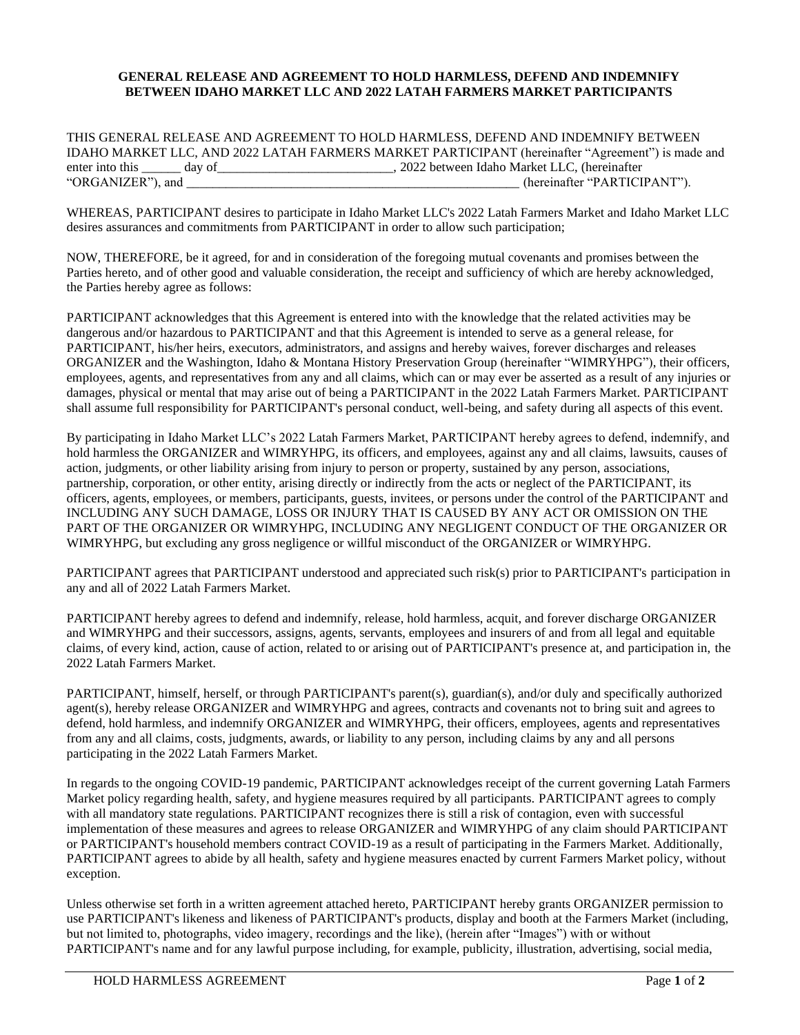**GENERAL RELEASE AND AGREEMENT TO HOLD HARMLESS, DEFEND AND INDEMNIFY BETWEEN IDAHO MARKET LLC AND 2022 LATAH FARMERS MARKET PARTICIPANTS**

THIS GENERAL RELEASE AND AGREEMENT TO HOLD HARMLESS, DEFEND AND INDEMNIFY BETWEEN IDAHO MARKET LLC, AND 2022 LATAH FARMERS MARKET PARTICIPANT (hereinafter "Agreement") is made and enter into this ______ day of___________________________, 2022 between Idaho Market LLC, (hereinafter "ORGANIZER"), and _____________________________________________________ (hereinafter "PARTICIPANT").

WHEREAS, PARTICIPANT desires to participate in Idaho Market LLC's 2022 Latah Farmers Market and Idaho Market LLC desires assurances and commitments from PARTICIPANT in order to allow such participation;

NOW, THEREFORE, be it agreed, for and in consideration of the foregoing mutual covenants and promises between the Parties hereto, and of other good and valuable consideration, the receipt and sufficiency of which are hereby acknowledged, the Parties hereby agree as follows:

PARTICIPANT acknowledges that this Agreement is entered into with the knowledge that the related activities may be dangerous and/or hazardous to PARTICIPANT and that this Agreement is intended to serve as a general release, for PARTICIPANT, his/her heirs, executors, administrators, and assigns and hereby waives, forever discharges and releases ORGANIZER and the Washington, Idaho & Montana History Preservation Group (hereinafter "WIMRYHPG"), their officers, employees, agents, and representatives from any and all claims, which can or may ever be asserted as a result of any injuries or damages, physical or mental that may arise out of being a PARTICIPANT in the 2022 Latah Farmers Market. PARTICIPANT shall assume full responsibility for PARTICIPANT's personal conduct, well-being, and safety during all aspects of this event.

By participating in Idaho Market LLC's 2022 Latah Farmers Market, PARTICIPANT hereby agrees to defend, indemnify, and hold harmless the ORGANIZER and WIMRYHPG, its officers, and employees, against any and all claims, lawsuits, causes of action, judgments, or other liability arising from injury to person or property, sustained by any person, associations, partnership, corporation, or other entity, arising directly or indirectly from the acts or neglect of the PARTICIPANT, its officers, agents, employees, or members, participants, guests, invitees, or persons under the control of the PARTICIPANT and INCLUDING ANY SUCH DAMAGE, LOSS OR INJURY THAT IS CAUSED BY ANY ACT OR OMISSION ON THE PART OF THE ORGANIZER OR WIMRYHPG, INCLUDING ANY NEGLIGENT CONDUCT OF THE ORGANIZER OR WIMRYHPG, but excluding any gross negligence or willful misconduct of the ORGANIZER or WIMRYHPG.

PARTICIPANT agrees that PARTICIPANT understood and appreciated such risk(s) prior to PARTICIPANT's participation in any and all of 2022 Latah Farmers Market.

PARTICIPANT hereby agrees to defend and indemnify, release, hold harmless, acquit, and forever discharge ORGANIZER and WIMRYHPG and their successors, assigns, agents, servants, employees and insurers of and from all legal and equitable claims, of every kind, action, cause of action, related to or arising out of PARTICIPANT's presence at, and participation in, the 2022 Latah Farmers Market.

PARTICIPANT, himself, herself, or through PARTICIPANT's parent(s), guardian(s), and/or duly and specifically authorized agent(s), hereby release ORGANIZER and WIMRYHPG and agrees, contracts and covenants not to bring suit and agrees to defend, hold harmless, and indemnify ORGANIZER and WIMRYHPG, their officers, employees, agents and representatives from any and all claims, costs, judgments, awards, or liability to any person, including claims by any and all persons participating in the 2022 Latah Farmers Market.

In regards to the ongoing COVID-19 pandemic, PARTICIPANT acknowledges receipt of the current governing Latah Farmers Market policy regarding health, safety, and hygiene measures required by all participants. PARTICIPANT agrees to comply with all mandatory state regulations. PARTICIPANT recognizes there is still a risk of contagion, even with successful implementation of these measures and agrees to release ORGANIZER and WIMRYHPG of any claim should PARTICIPANT or PARTICIPANT's household members contract COVID-19 as a result of participating in the Farmers Market. Additionally, PARTICIPANT agrees to abide by all health, safety and hygiene measures enacted by current Farmers Market policy, without exception.

Unless otherwise set forth in a written agreement attached hereto, PARTICIPANT hereby grants ORGANIZER permission to use PARTICIPANT's likeness and likeness of PARTICIPANT's products, display and booth at the Farmers Market (including, but not limited to, photographs, video imagery, recordings and the like), (herein after "Images") with or without PARTICIPANT's name and for any lawful purpose including, for example, publicity, illustration, advertising, social media,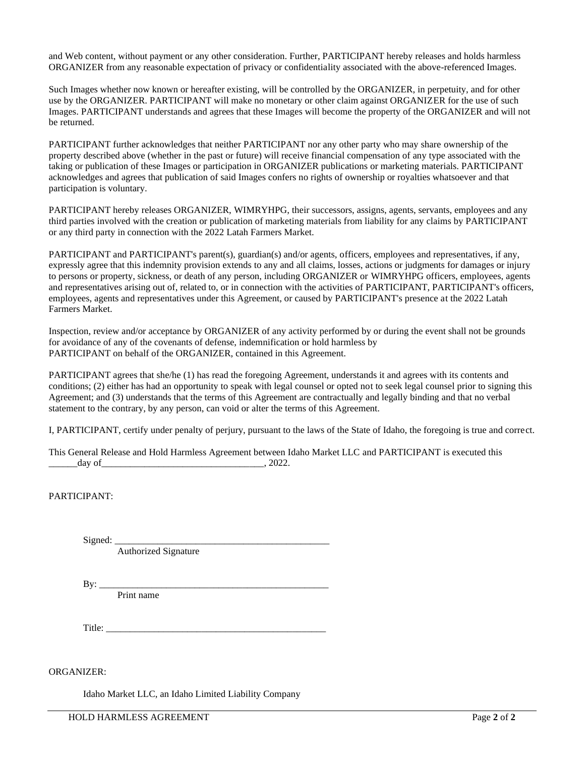and Web content, without payment or any other consideration. Further, PARTICIPANT hereby releases and holds harmless ORGANIZER from any reasonable expectation of privacy or confidentiality associated with the above-referenced Images.

Such Images whether now known or hereafter existing, will be controlled by the ORGANIZER, in perpetuity, and for other use by the ORGANIZER. PARTICIPANT will make no monetary or other claim against ORGANIZER for the use of such Images. PARTICIPANT understands and agrees that these Images will become the property of the ORGANIZER and will not be returned.

PARTICIPANT further acknowledges that neither PARTICIPANT nor any other party who may share ownership of the property described above (whether in the past or future) will receive financial compensation of any type associated with the taking or publication of these Images or participation in ORGANIZER publications or marketing materials. PARTICIPANT acknowledges and agrees that publication of said Images confers no rights of ownership or royalties whatsoever and that participation is voluntary.

PARTICIPANT hereby releases ORGANIZER, WIMRYHPG, their successors, assigns, agents, servants, employees and any third parties involved with the creation or publication of marketing materials from liability for any claims by PARTICIPANT or any third party in connection with the 2022 Latah Farmers Market.

PARTICIPANT and PARTICIPANT's parent(s), guardian(s) and/or agents, officers, employees and representatives, if any, expressly agree that this indemnity provision extends to any and all claims, losses, actions or judgments for damages or injury to persons or property, sickness, or death of any person, including ORGANIZER or WIMRYHPG officers, employees, agents and representatives arising out of, related to, or in connection with the activities of PARTICIPANT, PARTICIPANT's officers, employees, agents and representatives under this Agreement, or caused by PARTICIPANT's presence at the 2022 Latah Farmers Market.

Inspection, review and/or acceptance by ORGANIZER of any activity performed by or during the event shall not be grounds for avoidance of any of the covenants of defense, indemnification or hold harmless by PARTICIPANT on behalf of the ORGANIZER, contained in this Agreement.

PARTICIPANT agrees that she/he (1) has read the foregoing Agreement, understands it and agrees with its contents and conditions; (2) either has had an opportunity to speak with legal counsel or opted not to seek legal counsel prior to signing this Agreement; and (3) understands that the terms of this Agreement are contractually and legally binding and that no verbal statement to the contrary, by any person, can void or alter the terms of this Agreement.

I, PARTICIPANT, certify under penalty of perjury, pursuant to the laws of the State of Idaho, the foregoing is true and correct.

This General Release and Hold Harmless Agreement between Idaho Market LLC and PARTICIPANT is executed this ______day of__________________________________, 2022.

PARTICIPANT:

Signed: _______________________________________________
Authorized Signature

By: ___________________________________________________
Print name

Title: _________________________________________________

ORGANIZER:

Idaho Market LLC, an Idaho Limited Liability Company